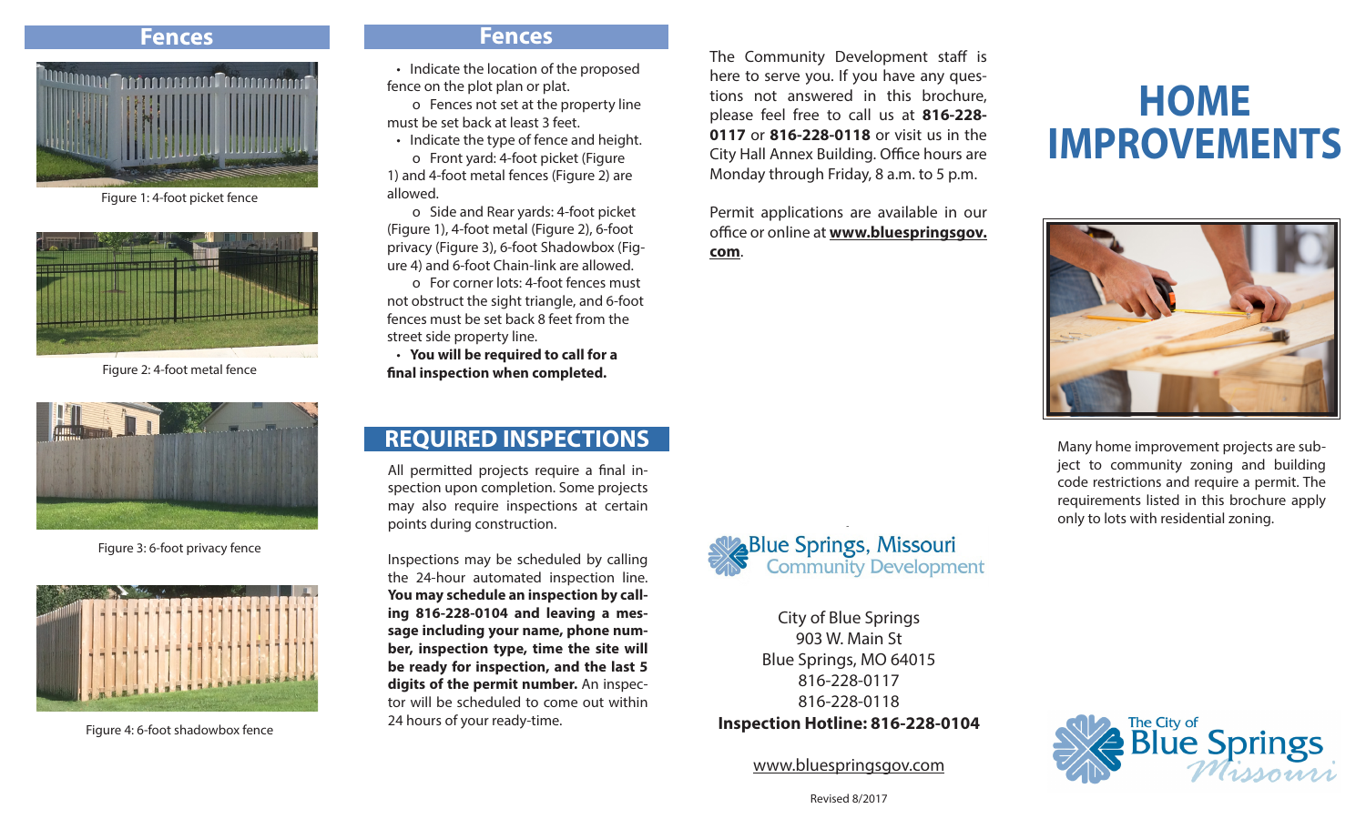## Fences

Figure 1: 4-foot picket fence

Figure 2: 4-foot metal fence

Figure 3: 6-foot privacy fence

Figure 4: 6-foot shadowbox fence

## Fences

- Indicate the location of the proposed fence on the plot plan or plat.
  - Fences not set at the property line must be set back at least 3 feet.
- Indicate the type of fence and height.
  - Front yard: 4-foot picket (Figure 1) and 4-foot metal fences (Figure 2) are allowed.
  - Side and Rear yards: 4-foot picket (Figure 1), 4-foot metal (Figure 2), 6-foot privacy (Figure 3), 6-foot Shadowbox (Figure 4) and 6-foot Chain-link are allowed.
  - For corner lots: 4-foot fences must not obstruct the sight triangle, and 6-foot fences must be set back 8 feet from the street side property line.
- **You will be required to call for a final inspection when completed.**

## REQUIRED INSPECTIONS

All permitted projects require a final inspection upon completion. Some projects may also require inspections at certain points during construction.

Inspections may be scheduled by calling the 24-hour automated inspection line. **You may schedule an inspection by calling 816-228-0104 and leaving a message including your name, phone number, inspection type, time the site will be ready for inspection, and the last 5 digits of the permit number.** An inspector will be scheduled to come out within 24 hours of your ready-time.

The Community Development staff is here to serve you. If you have any questions not answered in this brochure, please feel free to call us at **816-228-0117** or **816-228-0118** or visit us in the City Hall Annex Building. Office hours are Monday through Friday, 8 a.m. to 5 p.m.

Permit applications are available in our office or online at **www.bluespringsgov.com**.

Blue Springs, Missouri
Community Development

City of Blue Springs
903 W. Main St
Blue Springs, MO 64015
816-228-0117
816-228-0118
**Inspection Hotline: 816-228-0104**

www.bluespringsgov.com

Revised 8/2017

# HOME IMPROVEMENTS

Many home improvement projects are subject to community zoning and building code restrictions and require a permit. The requirements listed in this brochure apply only to lots with residential zoning.

The City of
Blue Springs
Missouri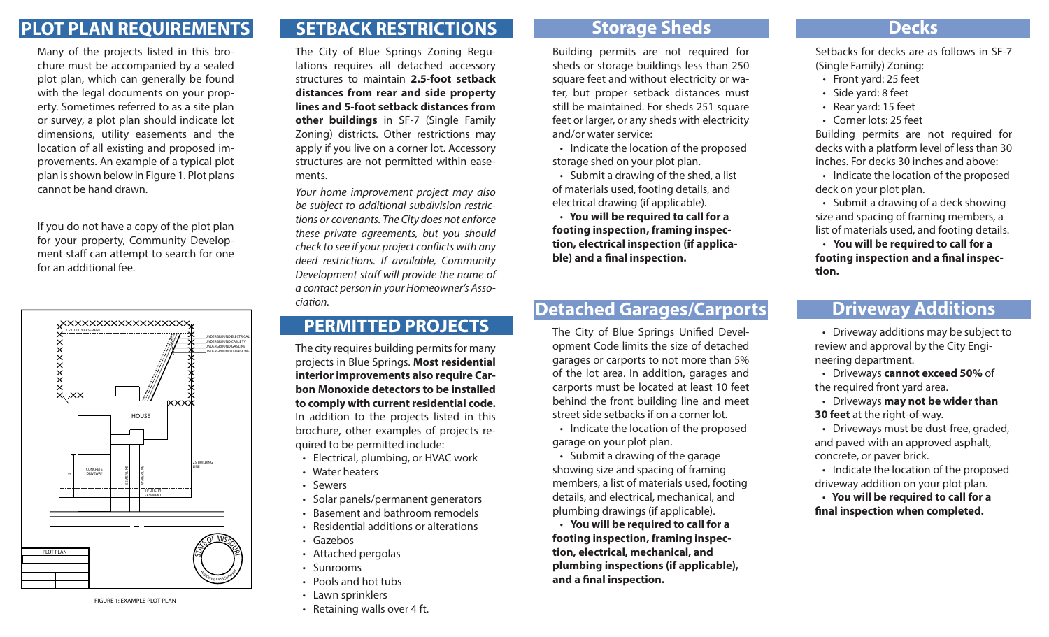## PLOT PLAN REQUIREMENTS

Many of the projects listed in this brochure must be accompanied by a sealed plot plan, which can generally be found with the legal documents on your property. Sometimes referred to as a site plan or survey, a plot plan should indicate lot dimensions, utility easements and the location of all existing and proposed improvements. An example of a typical plot plan is shown below in Figure 1. Plot plans cannot be hand drawn.

If you do not have a copy of the plot plan for your property, Community Development staff can attempt to search for one for an additional fee.

7.5' UTILITY EASEMENT
UNDERGROUND ELECTRICAL
UNDERGROUND CABLE TV
UNDERGROUND GAS LINE
UNDERGROUND TELEPHONE
HOUSE
25' BUILDING LINE
CONCRETE DRIVEWAY
SEWER LINE
WATER LINE
10' UTILITY EASEMENT
PLOT PLAN
STATE OF MISSOURI
Registered Land Surveyor

FIGURE 1: EXAMPLE PLOT PLAN

## SETBACK RESTRICTIONS

The City of Blue Springs Zoning Regulations requires all detached accessory structures to maintain **2.5-foot setback distances from rear and side property lines and 5-foot setback distances from other buildings** in SF-7 (Single Family Zoning) districts. Other restrictions may apply if you live on a corner lot. Accessory structures are not permitted within easements.

*Your home improvement project may also be subject to additional subdivision restrictions or covenants. The City does not enforce these private agreements, but you should check to see if your project conflicts with any deed restrictions. If available, Community Development staff will provide the name of a contact person in your Homeowner's Association.*

## PERMITTED PROJECTS

The city requires building permits for many projects in Blue Springs. **Most residential interior improvements also require Carbon Monoxide detectors to be installed to comply with current residential code.** In addition to the projects listed in this brochure, other examples of projects required to be permitted include:

- Electrical, plumbing, or HVAC work
- Water heaters
- Sewers
- Solar panels/permanent generators
- Basement and bathroom remodels
- Residential additions or alterations
- Gazebos
- Attached pergolas
- Sunrooms
- Pools and hot tubs
- Lawn sprinklers
- Retaining walls over 4 ft.

## Storage Sheds

Building permits are not required for sheds or storage buildings less than 250 square feet and without electricity or water, but proper setback distances must still be maintained. For sheds 251 square feet or larger, or any sheds with electricity and/or water service:

- Indicate the location of the proposed storage shed on your plot plan.
- Submit a drawing of the shed, a list of materials used, footing details, and electrical drawing (if applicable).
- **You will be required to call for a footing inspection, framing inspection, electrical inspection (if applicable) and a final inspection.**

## Detached Garages/Carports

The City of Blue Springs Unified Development Code limits the size of detached garages or carports to not more than 5% of the lot area. In addition, garages and carports must be located at least 10 feet behind the front building line and meet street side setbacks if on a corner lot.

- Indicate the location of the proposed garage on your plot plan.
- Submit a drawing of the garage showing size and spacing of framing members, a list of materials used, footing details, and electrical, mechanical, and plumbing drawings (if applicable).
- **You will be required to call for a footing inspection, framing inspection, electrical, mechanical, and plumbing inspections (if applicable), and a final inspection.**

## Decks

Setbacks for decks are as follows in SF-7 (Single Family) Zoning:

- Front yard: 25 feet
- Side yard: 8 feet
- Rear yard: 15 feet
- Corner lots: 25 feet

Building permits are not required for decks with a platform level of less than 30 inches. For decks 30 inches and above:

- Indicate the location of the proposed deck on your plot plan.
- Submit a drawing of a deck showing size and spacing of framing members, a list of materials used, and footing details.
- **You will be required to call for a footing inspection and a final inspection.**

## Driveway Additions

- Driveway additions may be subject to review and approval by the City Engineering department.
- Driveways **cannot exceed 50%** of the required front yard area.
- Driveways **may not be wider than 30 feet** at the right-of-way.
- Driveways must be dust-free, graded, and paved with an approved asphalt, concrete, or paver brick.
- Indicate the location of the proposed driveway addition on your plot plan.
- **You will be required to call for a final inspection when completed.**